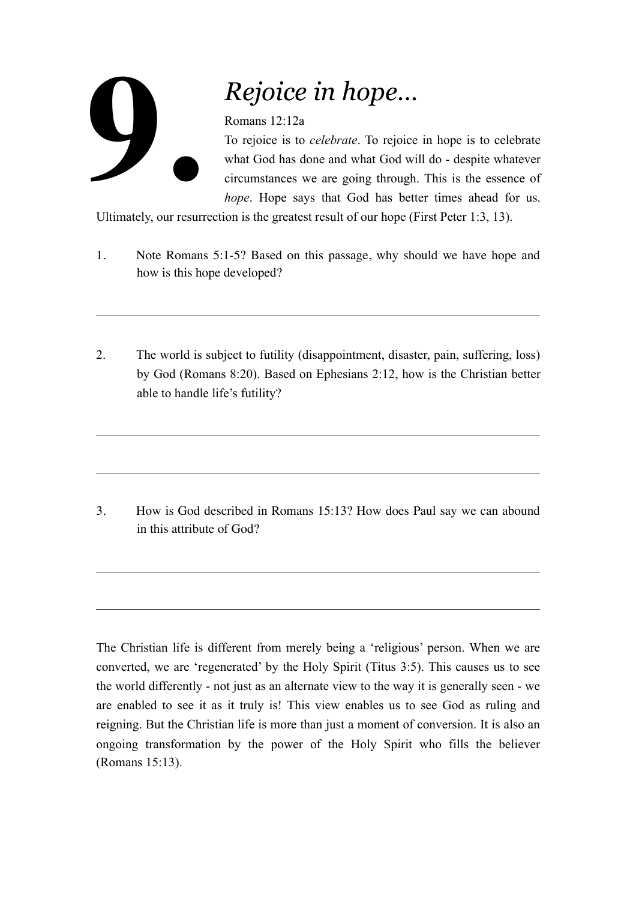# 9. *Rejoice in hope...*

Romans 12:12a

To rejoice is to *celebrate*. To rejoice in hope is to celebrate what God has done and what God will do - despite whatever circumstances we are going through. This is the essence of *hope*. Hope says that God has better times ahead for us. Ultimately, our resurrection is the greatest result of our hope (First Peter 1:3, 13).

1. Note Romans 5:1-5? Based on this passage, why should we have hope and how is this hope developed?

---

2. The world is subject to futility (disappointment, disaster, pain, suffering, loss) by God (Romans 8:20). Based on Ephesians 2:12, how is the Christian better able to handle life's futility?

---

---

3. How is God described in Romans 15:13? How does Paul say we can abound in this attribute of God?

---

---

The Christian life is different from merely being a 'religious' person. When we are converted, we are 'regenerated' by the Holy Spirit (Titus 3:5). This causes us to see the world differently - not just as an alternate view to the way it is generally seen - we are enabled to see it as it truly is! This view enables us to see God as ruling and reigning. But the Christian life is more than just a moment of conversion. It is also an ongoing transformation by the power of the Holy Spirit who fills the believer (Romans 15:13).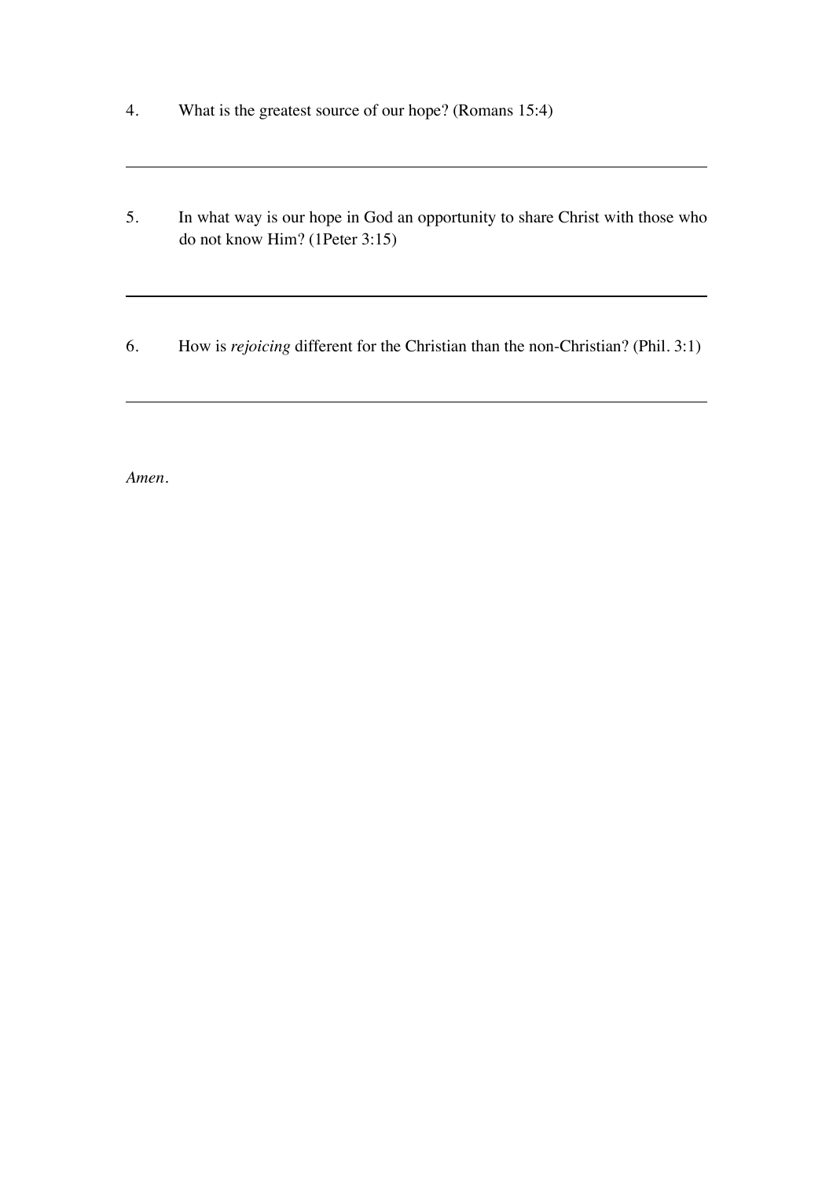4. What is the greatest source of our hope? (Romans 15:4)

---

5. In what way is our hope in God an opportunity to share Christ with those who do not know Him? (1Peter 3:15)

---

6. How is *rejoicing* different for the Christian than the non-Christian? (Phil. 3:1)

---

*Amen.*